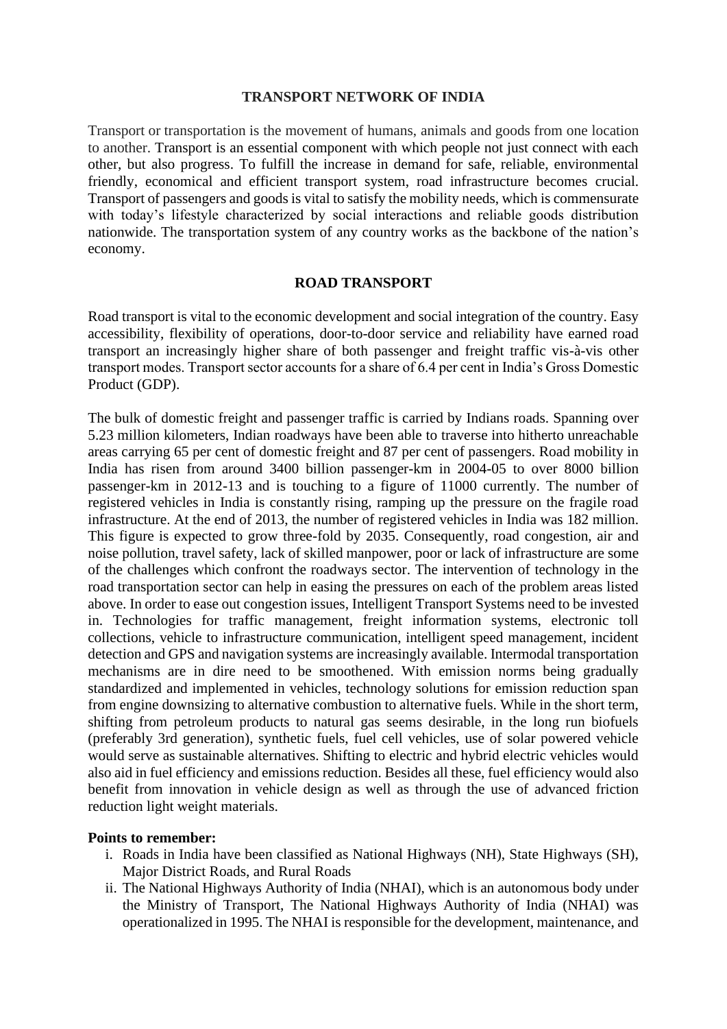# TRANSPORT NETWORK OF INDIA

Transport or transportation is the movement of humans, animals and goods from one location to another. Transport is an essential component with which people not just connect with each other, but also progress. To fulfill the increase in demand for safe, reliable, environmental friendly, economical and efficient transport system, road infrastructure becomes crucial. Transport of passengers and goods is vital to satisfy the mobility needs, which is commensurate with today's lifestyle characterized by social interactions and reliable goods distribution nationwide. The transportation system of any country works as the backbone of the nation's economy.

## ROAD TRANSPORT

Road transport is vital to the economic development and social integration of the country. Easy accessibility, flexibility of operations, door-to-door service and reliability have earned road transport an increasingly higher share of both passenger and freight traffic vis-à-vis other transport modes. Transport sector accounts for a share of 6.4 per cent in India's Gross Domestic Product (GDP).

The bulk of domestic freight and passenger traffic is carried by Indians roads. Spanning over 5.23 million kilometers, Indian roadways have been able to traverse into hitherto unreachable areas carrying 65 per cent of domestic freight and 87 per cent of passengers. Road mobility in India has risen from around 3400 billion passenger-km in 2004-05 to over 8000 billion passenger-km in 2012-13 and is touching to a figure of 11000 currently. The number of registered vehicles in India is constantly rising, ramping up the pressure on the fragile road infrastructure. At the end of 2013, the number of registered vehicles in India was 182 million. This figure is expected to grow three-fold by 2035. Consequently, road congestion, air and noise pollution, travel safety, lack of skilled manpower, poor or lack of infrastructure are some of the challenges which confront the roadways sector. The intervention of technology in the road transportation sector can help in easing the pressures on each of the problem areas listed above. In order to ease out congestion issues, Intelligent Transport Systems need to be invested in. Technologies for traffic management, freight information systems, electronic toll collections, vehicle to infrastructure communication, intelligent speed management, incident detection and GPS and navigation systems are increasingly available. Intermodal transportation mechanisms are in dire need to be smoothened. With emission norms being gradually standardized and implemented in vehicles, technology solutions for emission reduction span from engine downsizing to alternative combustion to alternative fuels. While in the short term, shifting from petroleum products to natural gas seems desirable, in the long run biofuels (preferably 3rd generation), synthetic fuels, fuel cell vehicles, use of solar powered vehicle would serve as sustainable alternatives. Shifting to electric and hybrid electric vehicles would also aid in fuel efficiency and emissions reduction. Besides all these, fuel efficiency would also benefit from innovation in vehicle design as well as through the use of advanced friction reduction light weight materials.

**Points to remember:**

i. Roads in India have been classified as National Highways (NH), State Highways (SH), Major District Roads, and Rural Roads
ii. The National Highways Authority of India (NHAI), which is an autonomous body under the Ministry of Transport, The National Highways Authority of India (NHAI) was operationalized in 1995. The NHAI is responsible for the development, maintenance, and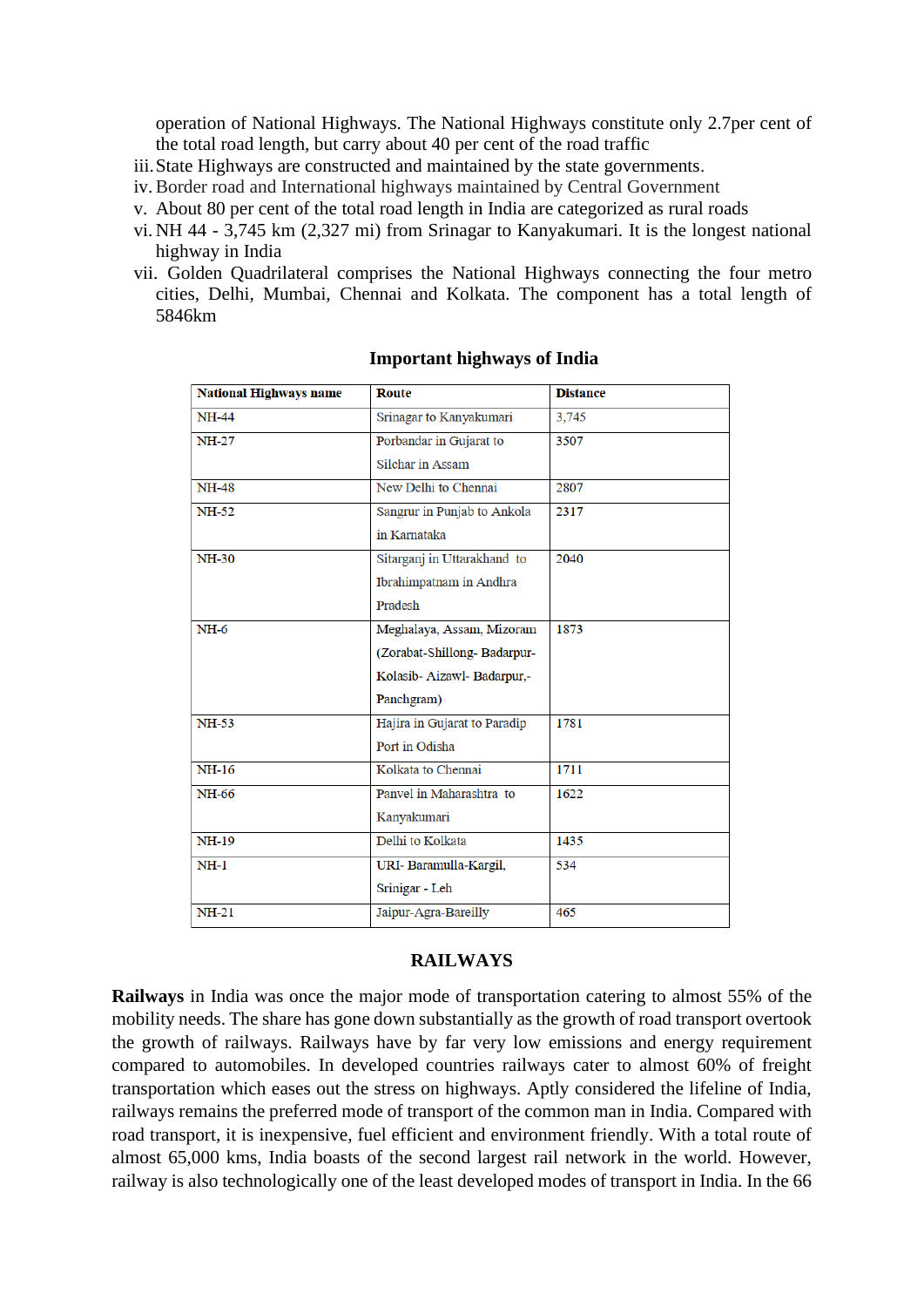operation of National Highways. The National Highways constitute only 2.7per cent of the total road length, but carry about 40 per cent of the road traffic

iii. State Highways are constructed and maintained by the state governments.
iv. Border road and International highways maintained by Central Government
v. About 80 per cent of the total road length in India are categorized as rural roads
vi. NH 44 - 3,745 km (2,327 mi) from Srinagar to Kanyakumari. It is the longest national highway in India
vii. Golden Quadrilateral comprises the National Highways connecting the four metro cities, Delhi, Mumbai, Chennai and Kolkata. The component has a total length of 5846km

**Important highways of India**

| National Highways name | Route | Distance |
|---|---|---|
| NH-44 | Srinagar to Kanyakumari | 3,745 |
| NH-27 | Porbandar in Gujarat to Silchar in Assam | 3507 |
| NH-48 | New Delhi to Chennai | 2807 |
| NH-52 | Sangrur in Punjab to Ankola in Karnataka | 2317 |
| NH-30 | Sitarganj in Uttarakhand to Ibrahimpatnam in Andhra Pradesh | 2040 |
| NH-6 | Meghalaya, Assam, Mizoram (Zorabat-Shillong- Badarpur-Kolasib- Aizawl- Badarpur,-Panchgram) | 1873 |
| NH-53 | Hajira in Gujarat to Paradip Port in Odisha | 1781 |
| NH-16 | Kolkata to Chennai | 1711 |
| NH-66 | Panvel in Maharashtra to Kanyakumari | 1622 |
| NH-19 | Delhi to Kolkata | 1435 |
| NH-1 | URI- Baramulla-Kargil, Srinigar - Leh | 534 |
| NH-21 | Jaipur-Agra-Bareilly | 465 |

## RAILWAYS

**Railways** in India was once the major mode of transportation catering to almost 55% of the mobility needs. The share has gone down substantially as the growth of road transport overtook the growth of railways. Railways have by far very low emissions and energy requirement compared to automobiles. In developed countries railways cater to almost 60% of freight transportation which eases out the stress on highways. Aptly considered the lifeline of India, railways remains the preferred mode of transport of the common man in India. Compared with road transport, it is inexpensive, fuel efficient and environment friendly. With a total route of almost 65,000 kms, India boasts of the second largest rail network in the world. However, railway is also technologically one of the least developed modes of transport in India. In the 66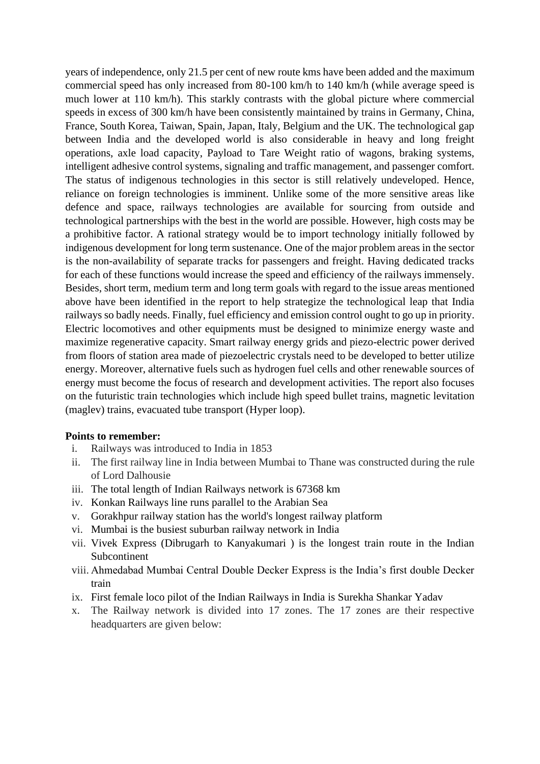years of independence, only 21.5 per cent of new route kms have been added and the maximum commercial speed has only increased from 80-100 km/h to 140 km/h (while average speed is much lower at 110 km/h). This starkly contrasts with the global picture where commercial speeds in excess of 300 km/h have been consistently maintained by trains in Germany, China, France, South Korea, Taiwan, Spain, Japan, Italy, Belgium and the UK. The technological gap between India and the developed world is also considerable in heavy and long freight operations, axle load capacity, Payload to Tare Weight ratio of wagons, braking systems, intelligent adhesive control systems, signaling and traffic management, and passenger comfort. The status of indigenous technologies in this sector is still relatively undeveloped. Hence, reliance on foreign technologies is imminent. Unlike some of the more sensitive areas like defence and space, railways technologies are available for sourcing from outside and technological partnerships with the best in the world are possible. However, high costs may be a prohibitive factor. A rational strategy would be to import technology initially followed by indigenous development for long term sustenance. One of the major problem areas in the sector is the non-availability of separate tracks for passengers and freight. Having dedicated tracks for each of these functions would increase the speed and efficiency of the railways immensely. Besides, short term, medium term and long term goals with regard to the issue areas mentioned above have been identified in the report to help strategize the technological leap that India railways so badly needs. Finally, fuel efficiency and emission control ought to go up in priority. Electric locomotives and other equipments must be designed to minimize energy waste and maximize regenerative capacity. Smart railway energy grids and piezo-electric power derived from floors of station area made of piezoelectric crystals need to be developed to better utilize energy. Moreover, alternative fuels such as hydrogen fuel cells and other renewable sources of energy must become the focus of research and development activities. The report also focuses on the futuristic train technologies which include high speed bullet trains, magnetic levitation (maglev) trains, evacuated tube transport (Hyper loop).

**Points to remember:**

i. Railways was introduced to India in 1853
ii. The first railway line in India between Mumbai to Thane was constructed during the rule of Lord Dalhousie
iii. The total length of Indian Railways network is 67368 km
iv. Konkan Railways line runs parallel to the Arabian Sea
v. Gorakhpur railway station has the world's longest railway platform
vi. Mumbai is the busiest suburban railway network in India
vii. Vivek Express (Dibrugarh to Kanyakumari ) is the longest train route in the Indian Subcontinent
viii. Ahmedabad Mumbai Central Double Decker Express is the India's first double Decker train
ix. First female loco pilot of the Indian Railways in India is Surekha Shankar Yadav
x. The Railway network is divided into 17 zones. The 17 zones are their respective headquarters are given below: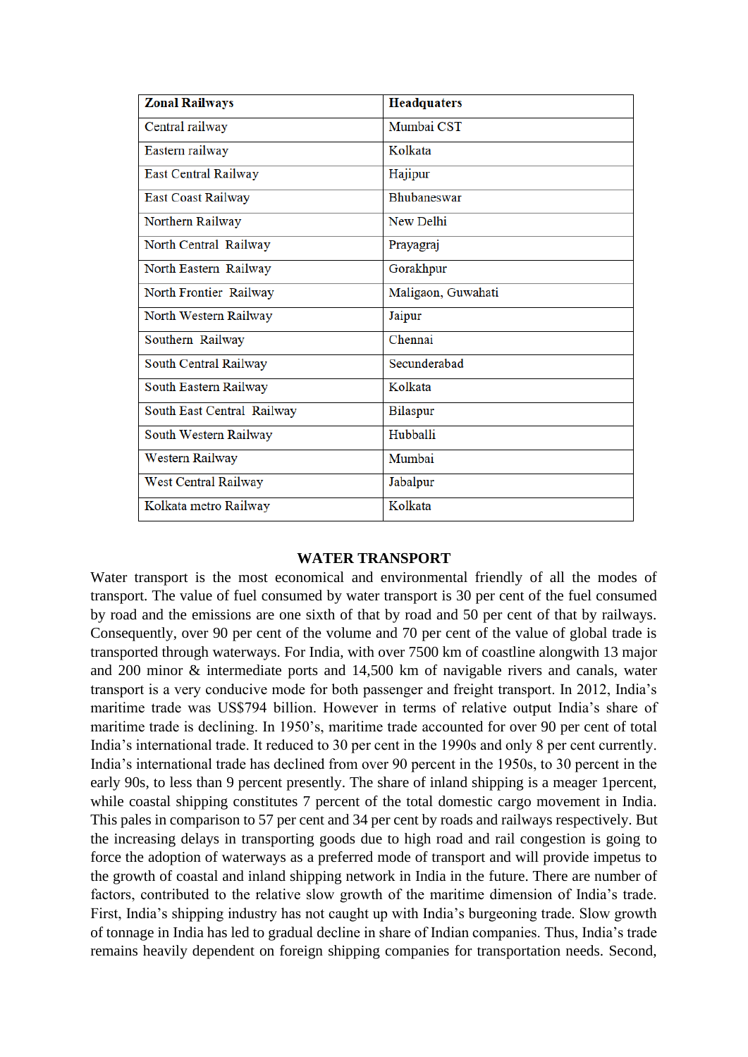| Zonal Railways | Headquaters |
|---|---|
| Central railway | Mumbai CST |
| Eastern railway | Kolkata |
| East Central Railway | Hajipur |
| East Coast Railway | Bhubaneswar |
| Northern Railway | New Delhi |
| North Central Railway | Prayagraj |
| North Eastern Railway | Gorakhpur |
| North Frontier Railway | Maligaon, Guwahati |
| North Western Railway | Jaipur |
| Southern Railway | Chennai |
| South Central Railway | Secunderabad |
| South Eastern Railway | Kolkata |
| South East Central Railway | Bilaspur |
| South Western Railway | Hubballi |
| Western Railway | Mumbai |
| West Central Railway | Jabalpur |
| Kolkata metro Railway | Kolkata |

## WATER TRANSPORT

Water transport is the most economical and environmental friendly of all the modes of transport. The value of fuel consumed by water transport is 30 per cent of the fuel consumed by road and the emissions are one sixth of that by road and 50 per cent of that by railways. Consequently, over 90 per cent of the volume and 70 per cent of the value of global trade is transported through waterways. For India, with over 7500 km of coastline alongwith 13 major and 200 minor & intermediate ports and 14,500 km of navigable rivers and canals, water transport is a very conducive mode for both passenger and freight transport. In 2012, India's maritime trade was US$794 billion. However in terms of relative output India's share of maritime trade is declining. In 1950's, maritime trade accounted for over 90 per cent of total India's international trade. It reduced to 30 per cent in the 1990s and only 8 per cent currently. India's international trade has declined from over 90 percent in the 1950s, to 30 percent in the early 90s, to less than 9 percent presently. The share of inland shipping is a meager 1percent, while coastal shipping constitutes 7 percent of the total domestic cargo movement in India. This pales in comparison to 57 per cent and 34 per cent by roads and railways respectively. But the increasing delays in transporting goods due to high road and rail congestion is going to force the adoption of waterways as a preferred mode of transport and will provide impetus to the growth of coastal and inland shipping network in India in the future. There are number of factors, contributed to the relative slow growth of the maritime dimension of India's trade. First, India's shipping industry has not caught up with India's burgeoning trade. Slow growth of tonnage in India has led to gradual decline in share of Indian companies. Thus, India's trade remains heavily dependent on foreign shipping companies for transportation needs. Second,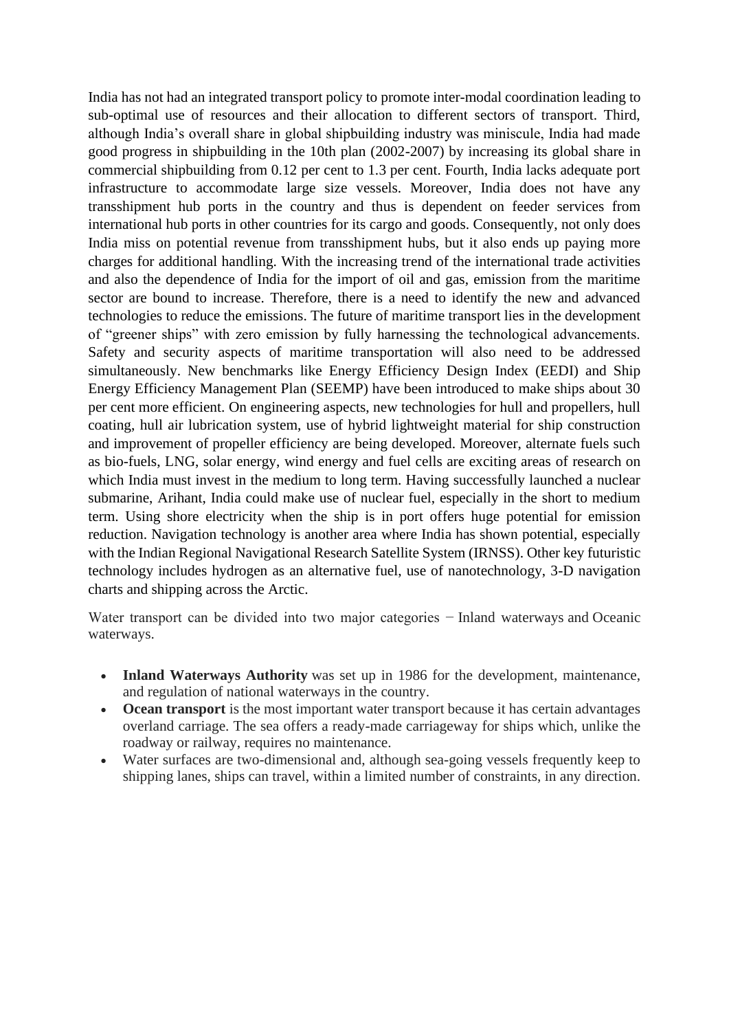India has not had an integrated transport policy to promote inter-modal coordination leading to sub-optimal use of resources and their allocation to different sectors of transport. Third, although India's overall share in global shipbuilding industry was miniscule, India had made good progress in shipbuilding in the 10th plan (2002-2007) by increasing its global share in commercial shipbuilding from 0.12 per cent to 1.3 per cent. Fourth, India lacks adequate port infrastructure to accommodate large size vessels. Moreover, India does not have any transshipment hub ports in the country and thus is dependent on feeder services from international hub ports in other countries for its cargo and goods. Consequently, not only does India miss on potential revenue from transshipment hubs, but it also ends up paying more charges for additional handling. With the increasing trend of the international trade activities and also the dependence of India for the import of oil and gas, emission from the maritime sector are bound to increase. Therefore, there is a need to identify the new and advanced technologies to reduce the emissions. The future of maritime transport lies in the development of "greener ships" with zero emission by fully harnessing the technological advancements. Safety and security aspects of maritime transportation will also need to be addressed simultaneously. New benchmarks like Energy Efficiency Design Index (EEDI) and Ship Energy Efficiency Management Plan (SEEMP) have been introduced to make ships about 30 per cent more efficient. On engineering aspects, new technologies for hull and propellers, hull coating, hull air lubrication system, use of hybrid lightweight material for ship construction and improvement of propeller efficiency are being developed. Moreover, alternate fuels such as bio-fuels, LNG, solar energy, wind energy and fuel cells are exciting areas of research on which India must invest in the medium to long term. Having successfully launched a nuclear submarine, Arihant, India could make use of nuclear fuel, especially in the short to medium term. Using shore electricity when the ship is in port offers huge potential for emission reduction. Navigation technology is another area where India has shown potential, especially with the Indian Regional Navigational Research Satellite System (IRNSS). Other key futuristic technology includes hydrogen as an alternative fuel, use of nanotechnology, 3-D navigation charts and shipping across the Arctic.

Water transport can be divided into two major categories − Inland waterways and Oceanic waterways.

- **Inland Waterways Authority** was set up in 1986 for the development, maintenance, and regulation of national waterways in the country.
- **Ocean transport** is the most important water transport because it has certain advantages overland carriage. The sea offers a ready-made carriageway for ships which, unlike the roadway or railway, requires no maintenance.
- Water surfaces are two-dimensional and, although sea-going vessels frequently keep to shipping lanes, ships can travel, within a limited number of constraints, in any direction.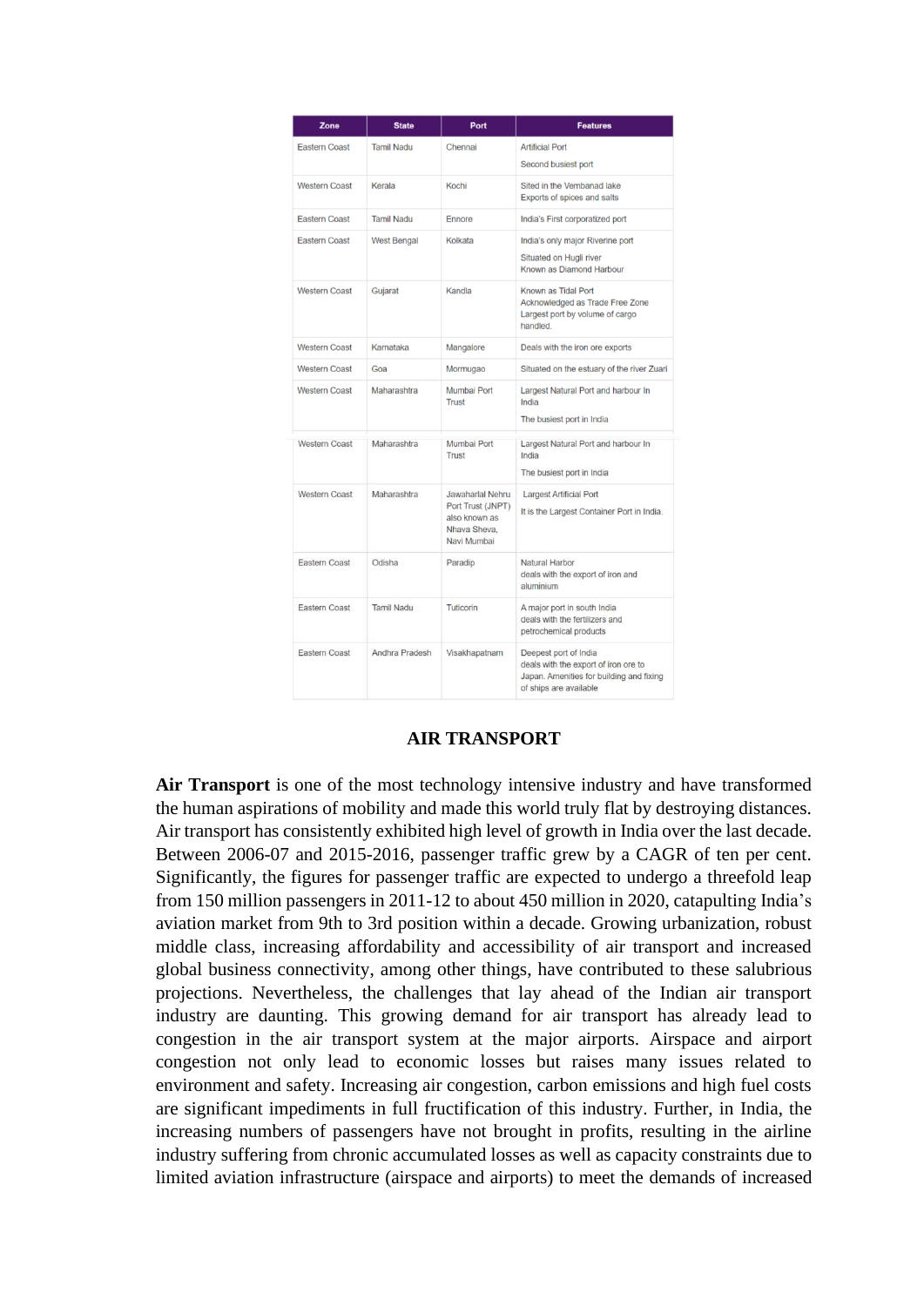| Zone | State | Port | Features |
|---|---|---|---|
| Eastern Coast | Tamil Nadu | Chennai | Artificial Port<br>Second busiest port |
| Western Coast | Kerala | Kochi | Sited in the Vembanad lake<br>Exports of spices and salts |
| Eastern Coast | Tamil Nadu | Ennore | India's First corporatized port |
| Eastern Coast | West Bengal | Kolkata | India's only major Riverine port<br>Situated on Hugli river<br>Known as Diamond Harbour |
| Western Coast | Gujarat | Kandla | Known as Tidal Port<br>Acknowledged as Trade Free Zone<br>Largest port by volume of cargo handled. |
| Western Coast | Karnataka | Mangalore | Deals with the iron ore exports |
| Western Coast | Goa | Mormugao | Situated on the estuary of the river Zuari |
| Western Coast | Maharashtra | Mumbai Port Trust | Largest Natural Port and harbour In India<br>The busiest port in India |
| Western Coast | Maharashtra | Mumbai Port Trust | Largest Natural Port and harbour In India<br>The busiest port in India |
| Western Coast | Maharashtra | Jawaharlal Nehru Port Trust (JNPT) also known as Nhava Sheva, Navi Mumbai | Largest Artificial Port<br>It is the Largest Container Port in India. |
| Eastern Coast | Odisha | Paradip | Natural Harbor<br>deals with the export of iron and aluminium |
| Eastern Coast | Tamil Nadu | Tuticorin | A major port in south India<br>deals with the fertilizers and petrochemical products |
| Eastern Coast | Andhra Pradesh | Visakhapatnam | Deepest port of India<br>deals with the export of iron ore to Japan. Amenities for building and fixing of ships are available |

## AIR TRANSPORT

**Air Transport** is one of the most technology intensive industry and have transformed the human aspirations of mobility and made this world truly flat by destroying distances. Air transport has consistently exhibited high level of growth in India over the last decade. Between 2006-07 and 2015-2016, passenger traffic grew by a CAGR of ten per cent. Significantly, the figures for passenger traffic are expected to undergo a threefold leap from 150 million passengers in 2011-12 to about 450 million in 2020, catapulting India's aviation market from 9th to 3rd position within a decade. Growing urbanization, robust middle class, increasing affordability and accessibility of air transport and increased global business connectivity, among other things, have contributed to these salubrious projections. Nevertheless, the challenges that lay ahead of the Indian air transport industry are daunting. This growing demand for air transport has already lead to congestion in the air transport system at the major airports. Airspace and airport congestion not only lead to economic losses but raises many issues related to environment and safety. Increasing air congestion, carbon emissions and high fuel costs are significant impediments in full fructification of this industry. Further, in India, the increasing numbers of passengers have not brought in profits, resulting in the airline industry suffering from chronic accumulated losses as well as capacity constraints due to limited aviation infrastructure (airspace and airports) to meet the demands of increased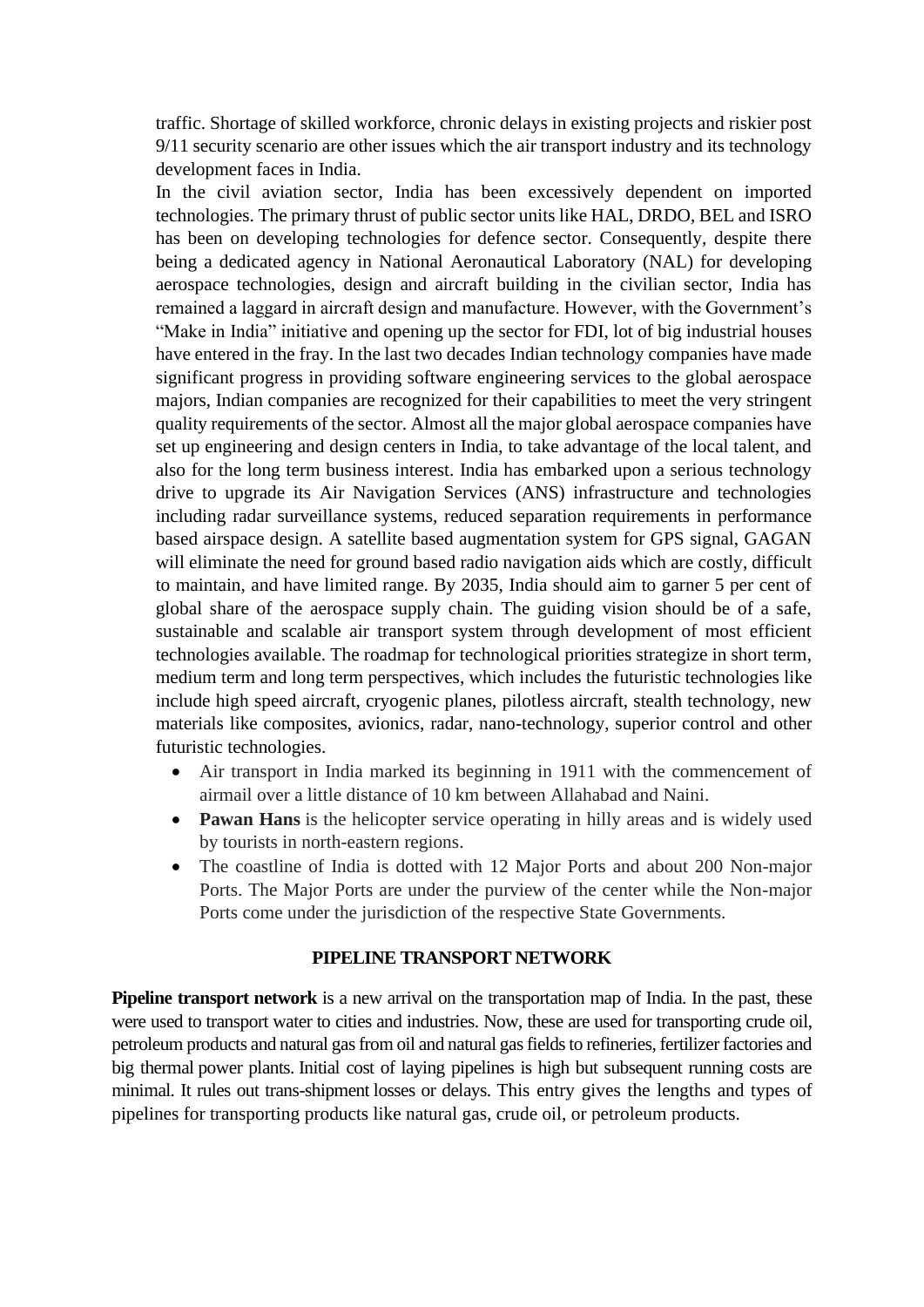traffic. Shortage of skilled workforce, chronic delays in existing projects and riskier post 9/11 security scenario are other issues which the air transport industry and its technology development faces in India.

In the civil aviation sector, India has been excessively dependent on imported technologies. The primary thrust of public sector units like HAL, DRDO, BEL and ISRO has been on developing technologies for defence sector. Consequently, despite there being a dedicated agency in National Aeronautical Laboratory (NAL) for developing aerospace technologies, design and aircraft building in the civilian sector, India has remained a laggard in aircraft design and manufacture. However, with the Government's "Make in India" initiative and opening up the sector for FDI, lot of big industrial houses have entered in the fray. In the last two decades Indian technology companies have made significant progress in providing software engineering services to the global aerospace majors, Indian companies are recognized for their capabilities to meet the very stringent quality requirements of the sector. Almost all the major global aerospace companies have set up engineering and design centers in India, to take advantage of the local talent, and also for the long term business interest. India has embarked upon a serious technology drive to upgrade its Air Navigation Services (ANS) infrastructure and technologies including radar surveillance systems, reduced separation requirements in performance based airspace design. A satellite based augmentation system for GPS signal, GAGAN will eliminate the need for ground based radio navigation aids which are costly, difficult to maintain, and have limited range. By 2035, India should aim to garner 5 per cent of global share of the aerospace supply chain. The guiding vision should be of a safe, sustainable and scalable air transport system through development of most efficient technologies available. The roadmap for technological priorities strategize in short term, medium term and long term perspectives, which includes the futuristic technologies like include high speed aircraft, cryogenic planes, pilotless aircraft, stealth technology, new materials like composites, avionics, radar, nano-technology, superior control and other futuristic technologies.

- Air transport in India marked its beginning in 1911 with the commencement of airmail over a little distance of 10 km between Allahabad and Naini.
- **Pawan Hans** is the helicopter service operating in hilly areas and is widely used by tourists in north-eastern regions.
- The coastline of India is dotted with 12 Major Ports and about 200 Non-major Ports. The Major Ports are under the purview of the center while the Non-major Ports come under the jurisdiction of the respective State Governments.

## PIPELINE TRANSPORT NETWORK

**Pipeline transport network** is a new arrival on the transportation map of India. In the past, these were used to transport water to cities and industries. Now, these are used for transporting crude oil, petroleum products and natural gas from oil and natural gas fields to refineries, fertilizer factories and big thermal power plants. Initial cost of laying pipelines is high but subsequent running costs are minimal. It rules out trans-shipment losses or delays. This entry gives the lengths and types of pipelines for transporting products like natural gas, crude oil, or petroleum products.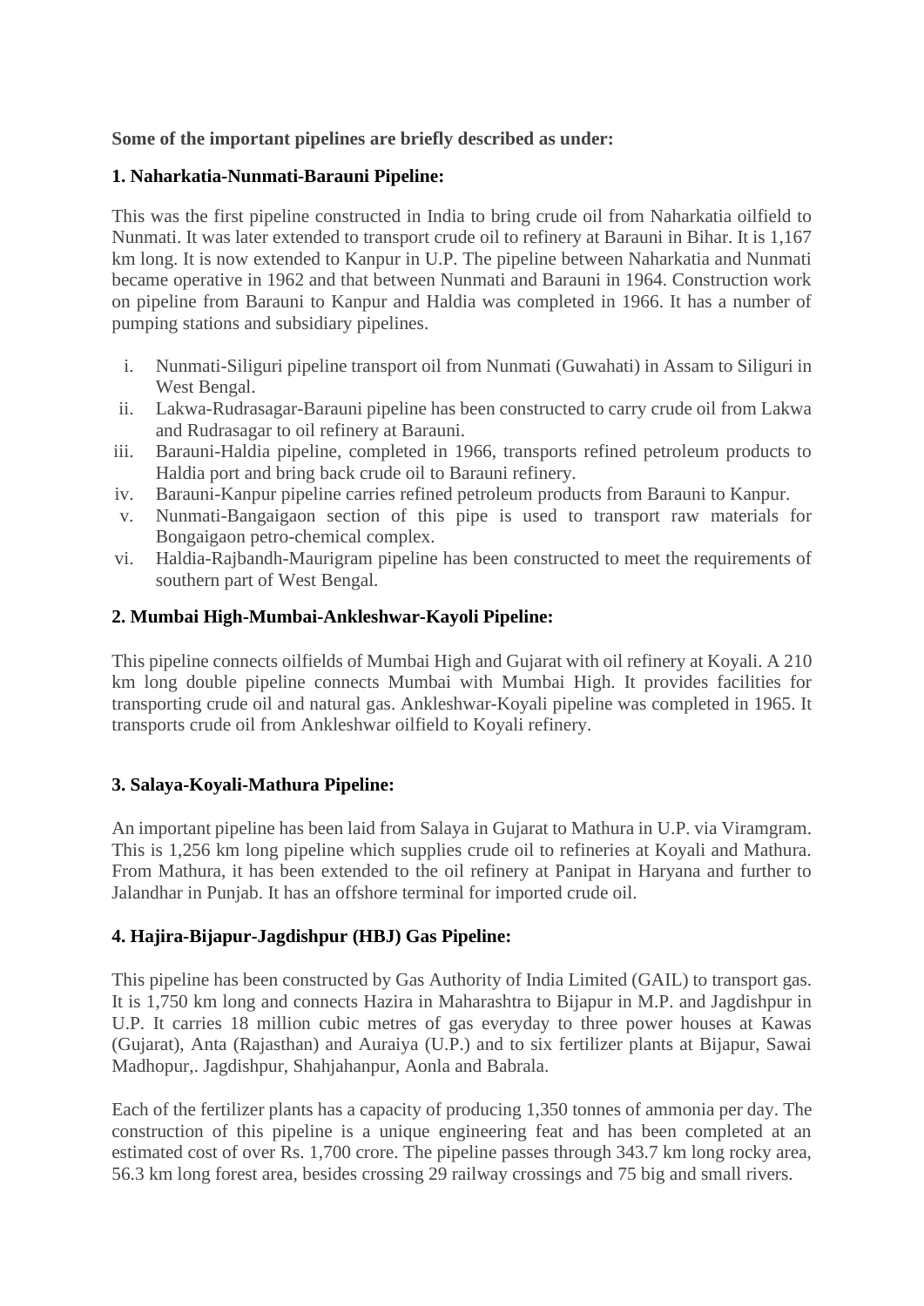**Some of the important pipelines are briefly described as under:**

**1. Naharkatia-Nunmati-Barauni Pipeline:**

This was the first pipeline constructed in India to bring crude oil from Naharkatia oilfield to Nunmati. It was later extended to transport crude oil to refinery at Barauni in Bihar. It is 1,167 km long. It is now extended to Kanpur in U.P. The pipeline between Naharkatia and Nunmati became operative in 1962 and that between Nunmati and Barauni in 1964. Construction work on pipeline from Barauni to Kanpur and Haldia was completed in 1966. It has a number of pumping stations and subsidiary pipelines.

i. Nunmati-Siliguri pipeline transport oil from Nunmati (Guwahati) in Assam to Siliguri in West Bengal.
ii. Lakwa-Rudrasagar-Barauni pipeline has been constructed to carry crude oil from Lakwa and Rudrasagar to oil refinery at Barauni.
iii. Barauni-Haldia pipeline, completed in 1966, transports refined petroleum products to Haldia port and bring back crude oil to Barauni refinery.
iv. Barauni-Kanpur pipeline carries refined petroleum products from Barauni to Kanpur.
v. Nunmati-Bangaigaon section of this pipe is used to transport raw materials for Bongaigaon petro-chemical complex.
vi. Haldia-Rajbandh-Maurigram pipeline has been constructed to meet the requirements of southern part of West Bengal.

**2. Mumbai High-Mumbai-Ankleshwar-Kayoli Pipeline:**

This pipeline connects oilfields of Mumbai High and Gujarat with oil refinery at Koyali. A 210 km long double pipeline connects Mumbai with Mumbai High. It provides facilities for transporting crude oil and natural gas. Ankleshwar-Koyali pipeline was completed in 1965. It transports crude oil from Ankleshwar oilfield to Koyali refinery.

**3. Salaya-Koyali-Mathura Pipeline:**

An important pipeline has been laid from Salaya in Gujarat to Mathura in U.P. via Viramgram. This is 1,256 km long pipeline which supplies crude oil to refineries at Koyali and Mathura. From Mathura, it has been extended to the oil refinery at Panipat in Haryana and further to Jalandhar in Punjab. It has an offshore terminal for imported crude oil.

**4. Hajira-Bijapur-Jagdishpur (HBJ) Gas Pipeline:**

This pipeline has been constructed by Gas Authority of India Limited (GAIL) to transport gas. It is 1,750 km long and connects Hazira in Maharashtra to Bijapur in M.P. and Jagdishpur in U.P. It carries 18 million cubic metres of gas everyday to three power houses at Kawas (Gujarat), Anta (Rajasthan) and Auraiya (U.P.) and to six fertilizer plants at Bijapur, Sawai Madhopur,. Jagdishpur, Shahjahanpur, Aonla and Babrala.

Each of the fertilizer plants has a capacity of producing 1,350 tonnes of ammonia per day. The construction of this pipeline is a unique engineering feat and has been completed at an estimated cost of over Rs. 1,700 crore. The pipeline passes through 343.7 km long rocky area, 56.3 km long forest area, besides crossing 29 railway crossings and 75 big and small rivers.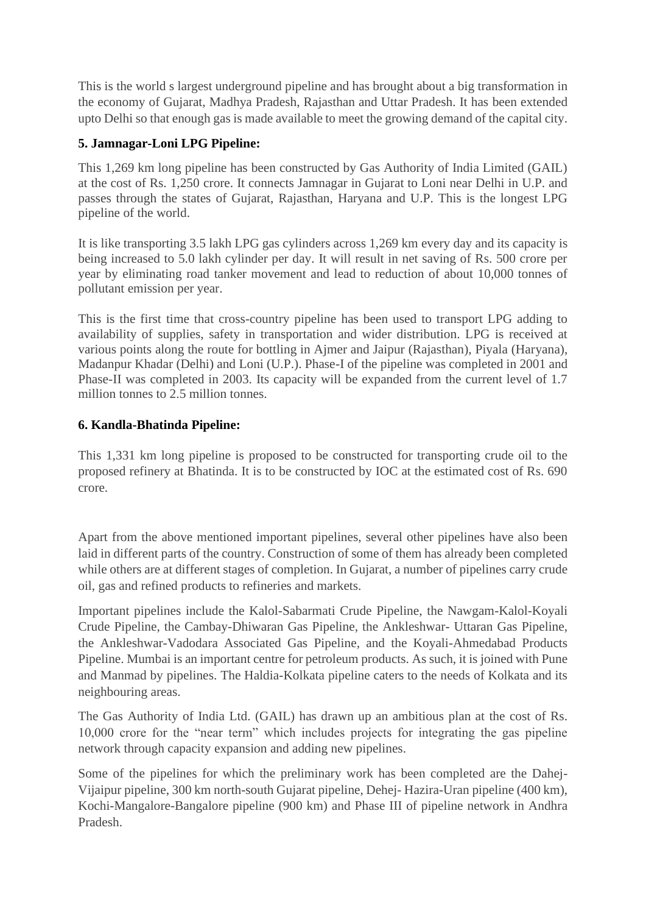This is the world s largest underground pipeline and has brought about a big transformation in the economy of Gujarat, Madhya Pradesh, Rajasthan and Uttar Pradesh. It has been extended upto Delhi so that enough gas is made available to meet the growing demand of the capital city.

**5. Jamnagar-Loni LPG Pipeline:**

This 1,269 km long pipeline has been constructed by Gas Authority of India Limited (GAIL) at the cost of Rs. 1,250 crore. It connects Jamnagar in Gujarat to Loni near Delhi in U.P. and passes through the states of Gujarat, Rajasthan, Haryana and U.P. This is the longest LPG pipeline of the world.

It is like transporting 3.5 lakh LPG gas cylinders across 1,269 km every day and its capacity is being increased to 5.0 lakh cylinder per day. It will result in net saving of Rs. 500 crore per year by eliminating road tanker movement and lead to reduction of about 10,000 tonnes of pollutant emission per year.

This is the first time that cross-country pipeline has been used to transport LPG adding to availability of supplies, safety in transportation and wider distribution. LPG is received at various points along the route for bottling in Ajmer and Jaipur (Rajasthan), Piyala (Haryana), Madanpur Khadar (Delhi) and Loni (U.P.). Phase-I of the pipeline was completed in 2001 and Phase-II was completed in 2003. Its capacity will be expanded from the current level of 1.7 million tonnes to 2.5 million tonnes.

**6. Kandla-Bhatinda Pipeline:**

This 1,331 km long pipeline is proposed to be constructed for transporting crude oil to the proposed refinery at Bhatinda. It is to be constructed by IOC at the estimated cost of Rs. 690 crore.

Apart from the above mentioned important pipelines, several other pipelines have also been laid in different parts of the country. Construction of some of them has already been completed while others are at different stages of completion. In Gujarat, a number of pipelines carry crude oil, gas and refined products to refineries and markets.

Important pipelines include the Kalol-Sabarmati Crude Pipeline, the Nawgam-Kalol-Koyali Crude Pipeline, the Cambay-Dhiwaran Gas Pipeline, the Ankleshwar- Uttaran Gas Pipeline, the Ankleshwar-Vadodara Associated Gas Pipeline, and the Koyali-Ahmedabad Products Pipeline. Mumbai is an important centre for petroleum products. As such, it is joined with Pune and Manmad by pipelines. The Haldia-Kolkata pipeline caters to the needs of Kolkata and its neighbouring areas.

The Gas Authority of India Ltd. (GAIL) has drawn up an ambitious plan at the cost of Rs. 10,000 crore for the “near term” which includes projects for integrating the gas pipeline network through capacity expansion and adding new pipelines.

Some of the pipelines for which the preliminary work has been completed are the Dahej-Vijaipur pipeline, 300 km north-south Gujarat pipeline, Dehej- Hazira-Uran pipeline (400 km), Kochi-Mangalore-Bangalore pipeline (900 km) and Phase III of pipeline network in Andhra Pradesh.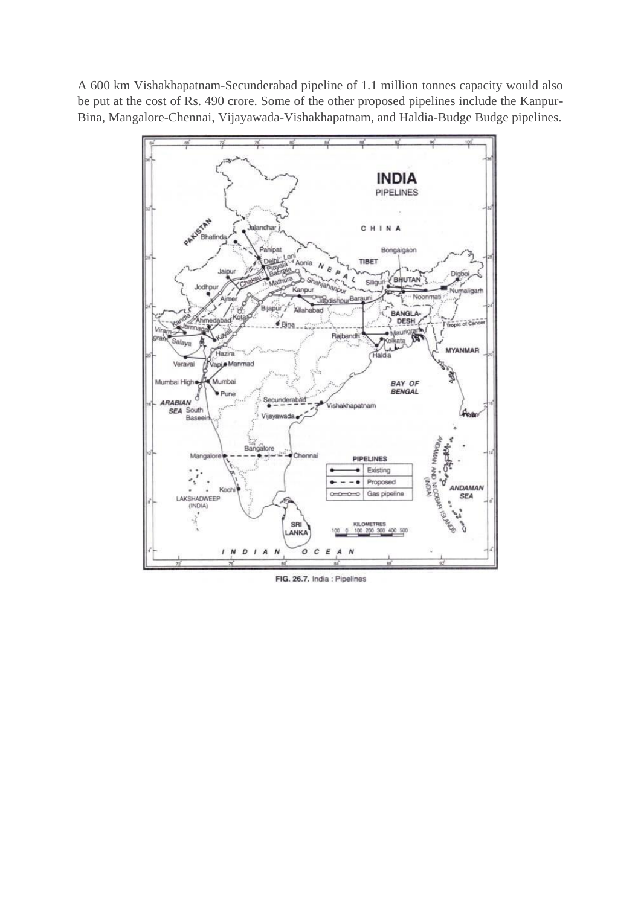A 600 km Vishakhapatnam-Secunderabad pipeline of 1.1 million tonnes capacity would also be put at the cost of Rs. 490 crore. Some of the other proposed pipelines include the Kanpur-Bina, Mangalore-Chennai, Vijayawada-Vishakhapatnam, and Haldia-Budge Budge pipelines.

FIG. 26.7. India : Pipelines